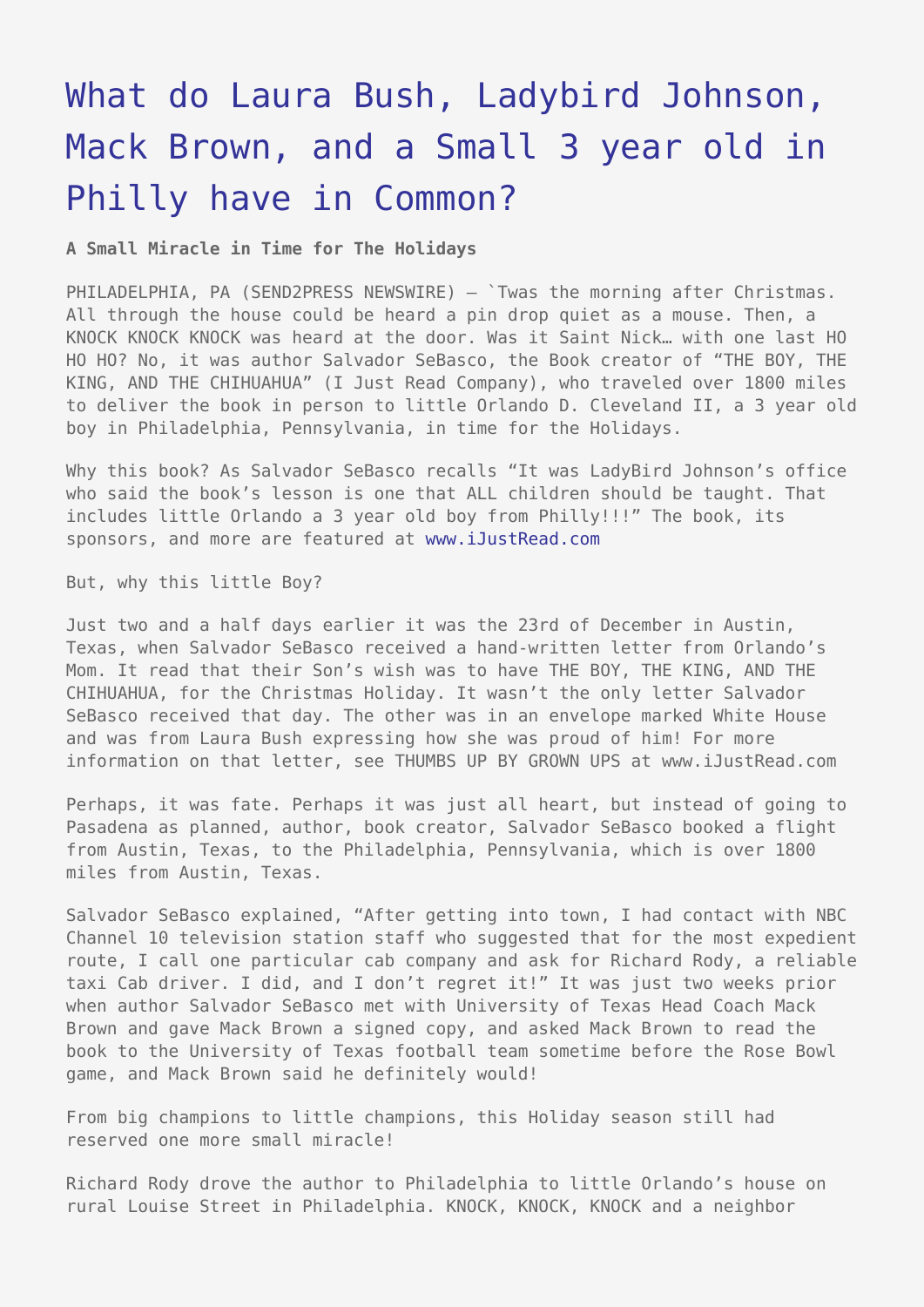# What do Laura Bush, Ladybird Johnson, Mack Brown, and a Small 3 year old in Philly have in Common?

**A Small Miracle in Time for The Holidays**

PHILADELPHIA, PA (SEND2PRESS NEWSWIRE) — `Twas the morning after Christmas. All through the house could be heard a pin drop quiet as a mouse. Then, a KNOCK KNOCK KNOCK was heard at the door. Was it Saint Nick… with one last HO HO HO? No, it was author Salvador SeBasco, the Book creator of "THE BOY, THE KING, AND THE CHIHUAHUA" (I Just Read Company), who traveled over 1800 miles to deliver the book in person to little Orlando D. Cleveland II, a 3 year old boy in Philadelphia, Pennsylvania, in time for the Holidays.

Why this book? As Salvador SeBasco recalls "It was LadyBird Johnson's office who said the book's lesson is one that ALL children should be taught. That includes little Orlando a 3 year old boy from Philly!!!" The book, its sponsors, and more are featured at www.iJustRead.com

But, why this little Boy?

Just two and a half days earlier it was the 23rd of December in Austin, Texas, when Salvador SeBasco received a hand-written letter from Orlando's Mom. It read that their Son's wish was to have THE BOY, THE KING, AND THE CHIHUAHUA, for the Christmas Holiday. It wasn't the only letter Salvador SeBasco received that day. The other was in an envelope marked White House and was from Laura Bush expressing how she was proud of him! For more information on that letter, see THUMBS UP BY GROWN UPS at www.iJustRead.com

Perhaps, it was fate. Perhaps it was just all heart, but instead of going to Pasadena as planned, author, book creator, Salvador SeBasco booked a flight from Austin, Texas, to the Philadelphia, Pennsylvania, which is over 1800 miles from Austin, Texas.

Salvador SeBasco explained, "After getting into town, I had contact with NBC Channel 10 television station staff who suggested that for the most expedient route, I call one particular cab company and ask for Richard Rody, a reliable taxi Cab driver. I did, and I don't regret it!" It was just two weeks prior when author Salvador SeBasco met with University of Texas Head Coach Mack Brown and gave Mack Brown a signed copy, and asked Mack Brown to read the book to the University of Texas football team sometime before the Rose Bowl game, and Mack Brown said he definitely would!

From big champions to little champions, this Holiday season still had reserved one more small miracle!

Richard Rody drove the author to Philadelphia to little Orlando's house on rural Louise Street in Philadelphia. KNOCK, KNOCK, KNOCK and a neighbor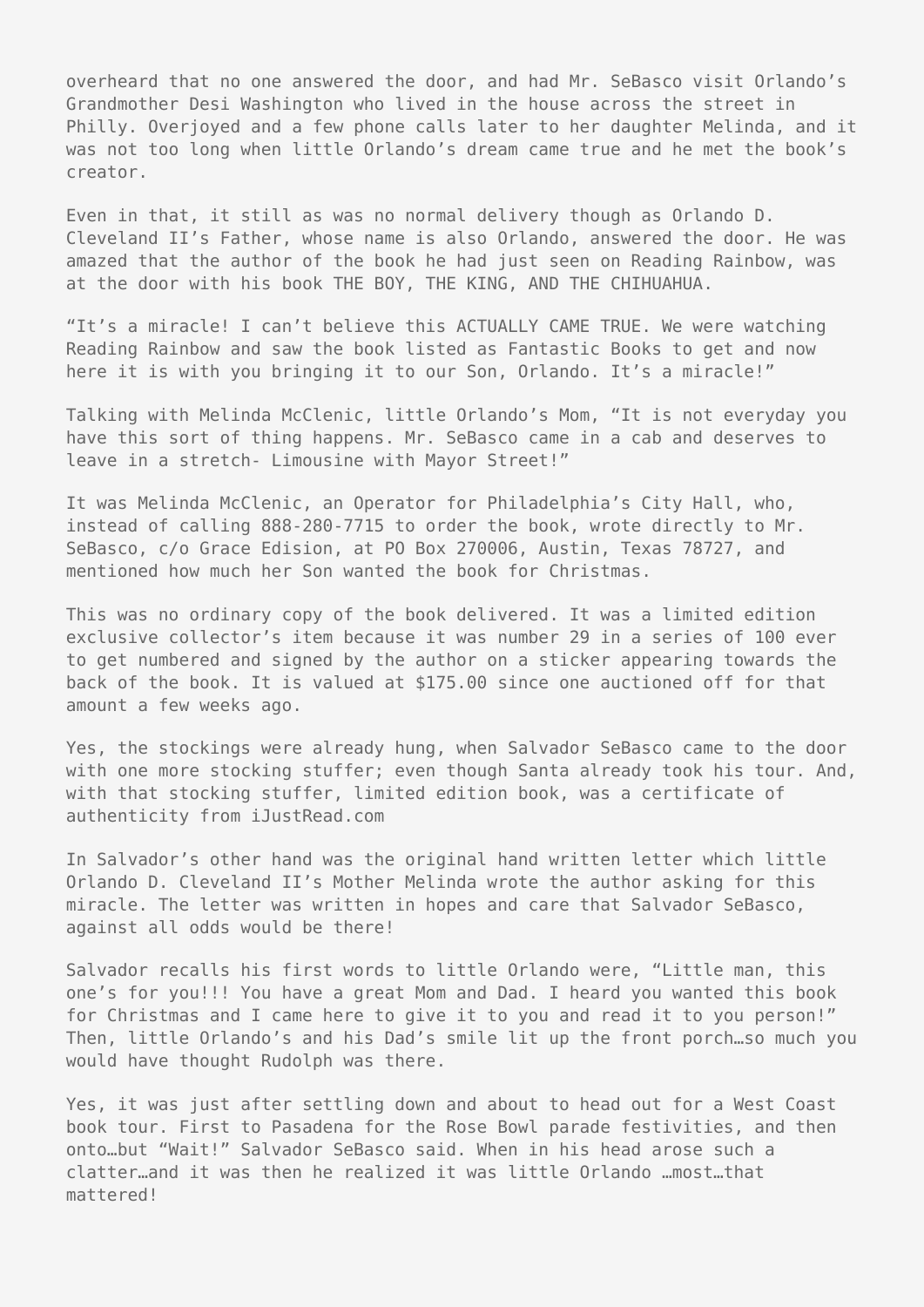overheard that no one answered the door, and had Mr. SeBasco visit Orlando's Grandmother Desi Washington who lived in the house across the street in Philly. Overjoyed and a few phone calls later to her daughter Melinda, and it was not too long when little Orlando's dream came true and he met the book's creator.

Even in that, it still as was no normal delivery though as Orlando D. Cleveland II's Father, whose name is also Orlando, answered the door. He was amazed that the author of the book he had just seen on Reading Rainbow, was at the door with his book THE BOY, THE KING, AND THE CHIHUAHUA.

"It's a miracle! I can't believe this ACTUALLY CAME TRUE. We were watching Reading Rainbow and saw the book listed as Fantastic Books to get and now here it is with you bringing it to our Son, Orlando. It's a miracle!"

Talking with Melinda McClenic, little Orlando's Mom, "It is not everyday you have this sort of thing happens. Mr. SeBasco came in a cab and deserves to leave in a stretch- Limousine with Mayor Street!"

It was Melinda McClenic, an Operator for Philadelphia's City Hall, who, instead of calling 888-280-7715 to order the book, wrote directly to Mr. SeBasco, c/o Grace Edision, at PO Box 270006, Austin, Texas 78727, and mentioned how much her Son wanted the book for Christmas.

This was no ordinary copy of the book delivered. It was a limited edition exclusive collector's item because it was number 29 in a series of 100 ever to get numbered and signed by the author on a sticker appearing towards the back of the book. It is valued at $175.00 since one auctioned off for that amount a few weeks ago.

Yes, the stockings were already hung, when Salvador SeBasco came to the door with one more stocking stuffer; even though Santa already took his tour. And, with that stocking stuffer, limited edition book, was a certificate of authenticity from iJustRead.com

In Salvador's other hand was the original hand written letter which little Orlando D. Cleveland II's Mother Melinda wrote the author asking for this miracle. The letter was written in hopes and care that Salvador SeBasco, against all odds would be there!

Salvador recalls his first words to little Orlando were, "Little man, this one's for you!!! You have a great Mom and Dad. I heard you wanted this book for Christmas and I came here to give it to you and read it to you person!" Then, little Orlando's and his Dad's smile lit up the front porch…so much you would have thought Rudolph was there.

Yes, it was just after settling down and about to head out for a West Coast book tour. First to Pasadena for the Rose Bowl parade festivities, and then onto…but "Wait!" Salvador SeBasco said. When in his head arose such a clatter…and it was then he realized it was little Orlando …most…that mattered!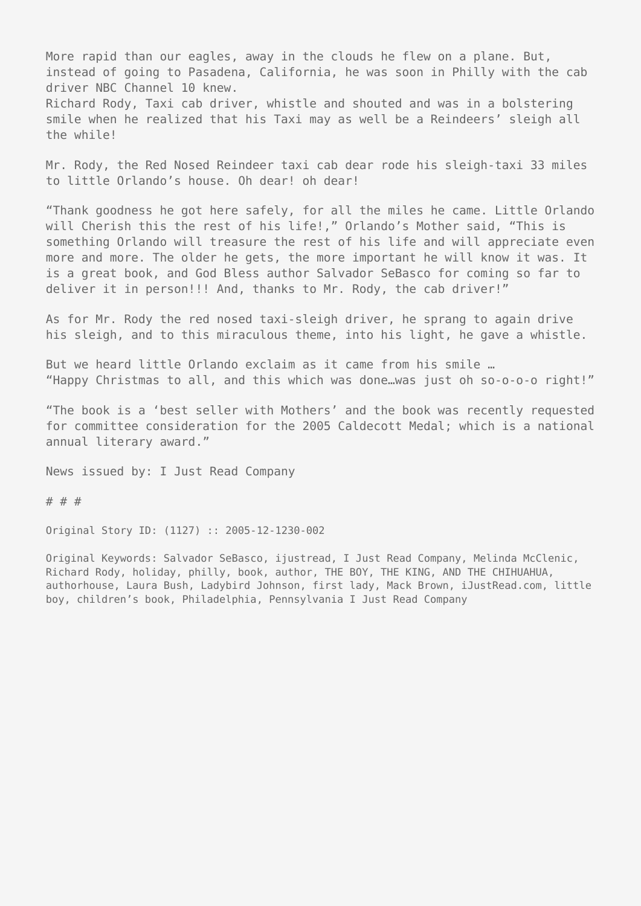More rapid than our eagles, away in the clouds he flew on a plane. But, instead of going to Pasadena, California, he was soon in Philly with the cab driver NBC Channel 10 knew.
Richard Rody, Taxi cab driver, whistle and shouted and was in a bolstering smile when he realized that his Taxi may as well be a Reindeers' sleigh all the while!

Mr. Rody, the Red Nosed Reindeer taxi cab dear rode his sleigh-taxi 33 miles to little Orlando's house. Oh dear! oh dear!

"Thank goodness he got here safely, for all the miles he came. Little Orlando will Cherish this the rest of his life!," Orlando's Mother said, "This is something Orlando will treasure the rest of his life and will appreciate even more and more. The older he gets, the more important he will know it was. It is a great book, and God Bless author Salvador SeBasco for coming so far to deliver it in person!!! And, thanks to Mr. Rody, the cab driver!"

As for Mr. Rody the red nosed taxi-sleigh driver, he sprang to again drive his sleigh, and to this miraculous theme, into his light, he gave a whistle.

But we heard little Orlando exclaim as it came from his smile …
"Happy Christmas to all, and this which was done…was just oh so-o-o-o right!"

"The book is a 'best seller with Mothers' and the book was recently requested for committee consideration for the 2005 Caldecott Medal; which is a national annual literary award."

News issued by: I Just Read Company

# # #

Original Story ID: (1127) :: 2005-12-1230-002

Original Keywords: Salvador SeBasco, ijustread, I Just Read Company, Melinda McClenic, Richard Rody, holiday, philly, book, author, THE BOY, THE KING, AND THE CHIHUAHUA, authorhouse, Laura Bush, Ladybird Johnson, first lady, Mack Brown, iJustRead.com, little boy, children's book, Philadelphia, Pennsylvania I Just Read Company